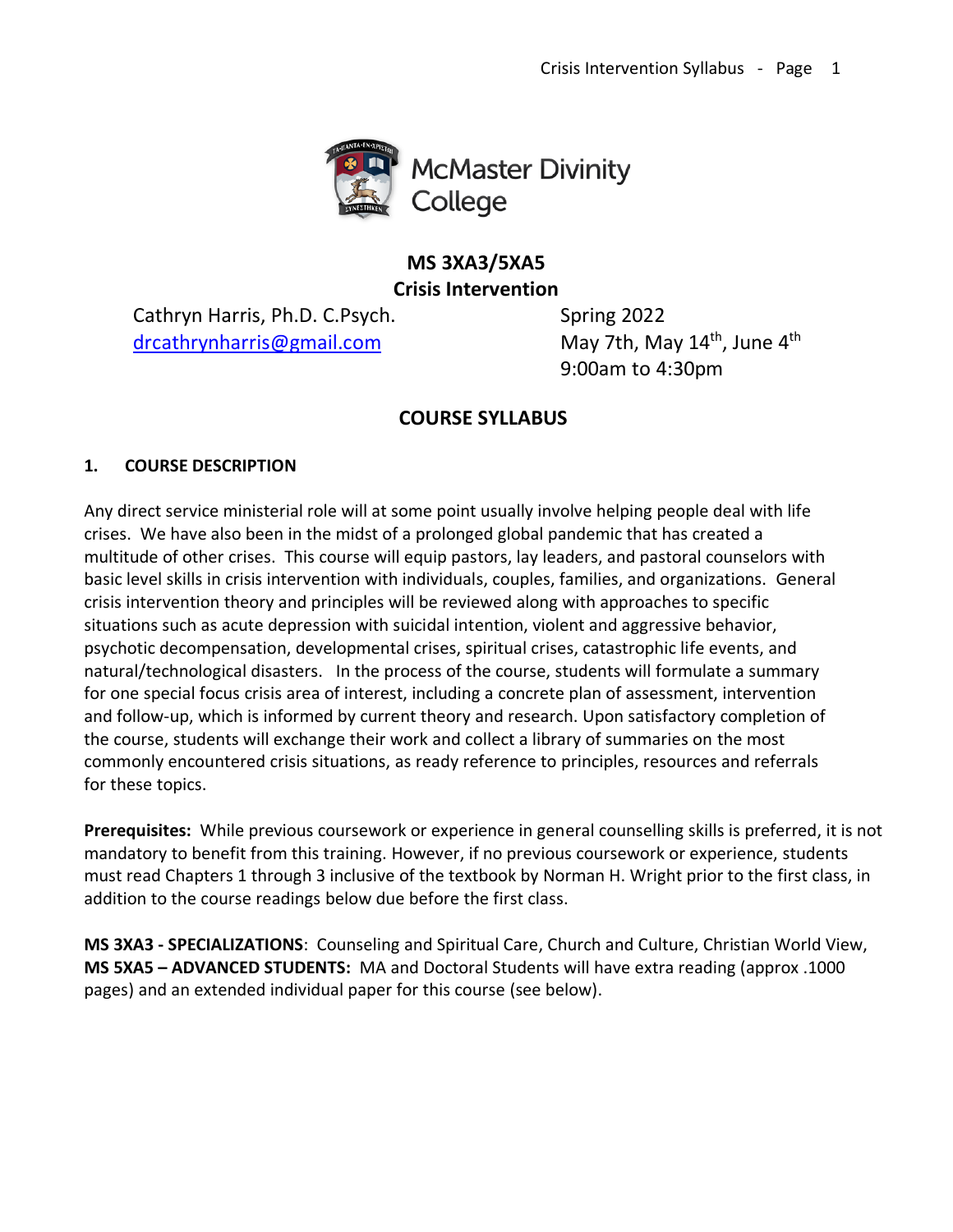McMaster Divinity College

# MS 3XA3/5XA5
# Crisis Intervention

Cathryn Harris, Ph.D. C.Psych.
drcathrynharris@gmail.com

Spring 2022
May 7th, May 14th, June 4th
9:00am to 4:30pm

## COURSE SYLLABUS

### 1. COURSE DESCRIPTION

Any direct service ministerial role will at some point usually involve helping people deal with life crises. We have also been in the midst of a prolonged global pandemic that has created a multitude of other crises. This course will equip pastors, lay leaders, and pastoral counselors with basic level skills in crisis intervention with individuals, couples, families, and organizations. General crisis intervention theory and principles will be reviewed along with approaches to specific situations such as acute depression with suicidal intention, violent and aggressive behavior, psychotic decompensation, developmental crises, spiritual crises, catastrophic life events, and natural/technological disasters. In the process of the course, students will formulate a summary for one special focus crisis area of interest, including a concrete plan of assessment, intervention and follow-up, which is informed by current theory and research. Upon satisfactory completion of the course, students will exchange their work and collect a library of summaries on the most commonly encountered crisis situations, as ready reference to principles, resources and referrals for these topics.

**Prerequisites:** While previous coursework or experience in general counselling skills is preferred, it is not mandatory to benefit from this training. However, if no previous coursework or experience, students must read Chapters 1 through 3 inclusive of the textbook by Norman H. Wright prior to the first class, in addition to the course readings below due before the first class.

**MS 3XA3 - SPECIALIZATIONS**: Counseling and Spiritual Care, Church and Culture, Christian World View,
**MS 5XA5 – ADVANCED STUDENTS:** MA and Doctoral Students will have extra reading (approx .1000 pages) and an extended individual paper for this course (see below).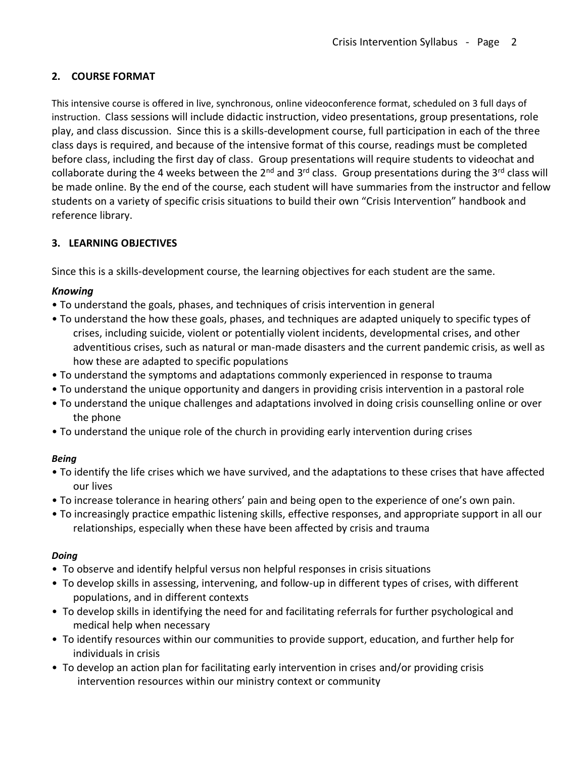## 2. COURSE FORMAT

This intensive course is offered in live, synchronous, online videoconference format, scheduled on 3 full days of instruction. Class sessions will include didactic instruction, video presentations, group presentations, role play, and class discussion. Since this is a skills-development course, full participation in each of the three class days is required, and because of the intensive format of this course, readings must be completed before class, including the first day of class. Group presentations will require students to videochat and collaborate during the 4 weeks between the 2nd and 3rd class. Group presentations during the 3rd class will be made online. By the end of the course, each student will have summaries from the instructor and fellow students on a variety of specific crisis situations to build their own "Crisis Intervention" handbook and reference library.

## 3. LEARNING OBJECTIVES

Since this is a skills-development course, the learning objectives for each student are the same.

***Knowing***

- To understand the goals, phases, and techniques of crisis intervention in general
- To understand the how these goals, phases, and techniques are adapted uniquely to specific types of crises, including suicide, violent or potentially violent incidents, developmental crises, and other adventitious crises, such as natural or man-made disasters and the current pandemic crisis, as well as how these are adapted to specific populations
- To understand the symptoms and adaptations commonly experienced in response to trauma
- To understand the unique opportunity and dangers in providing crisis intervention in a pastoral role
- To understand the unique challenges and adaptations involved in doing crisis counselling online or over the phone
- To understand the unique role of the church in providing early intervention during crises

***Being***

- To identify the life crises which we have survived, and the adaptations to these crises that have affected our lives
- To increase tolerance in hearing others' pain and being open to the experience of one's own pain.
- To increasingly practice empathic listening skills, effective responses, and appropriate support in all our relationships, especially when these have been affected by crisis and trauma

***Doing***

- To observe and identify helpful versus non helpful responses in crisis situations
- To develop skills in assessing, intervening, and follow-up in different types of crises, with different populations, and in different contexts
- To develop skills in identifying the need for and facilitating referrals for further psychological and medical help when necessary
- To identify resources within our communities to provide support, education, and further help for individuals in crisis
- To develop an action plan for facilitating early intervention in crises and/or providing crisis intervention resources within our ministry context or community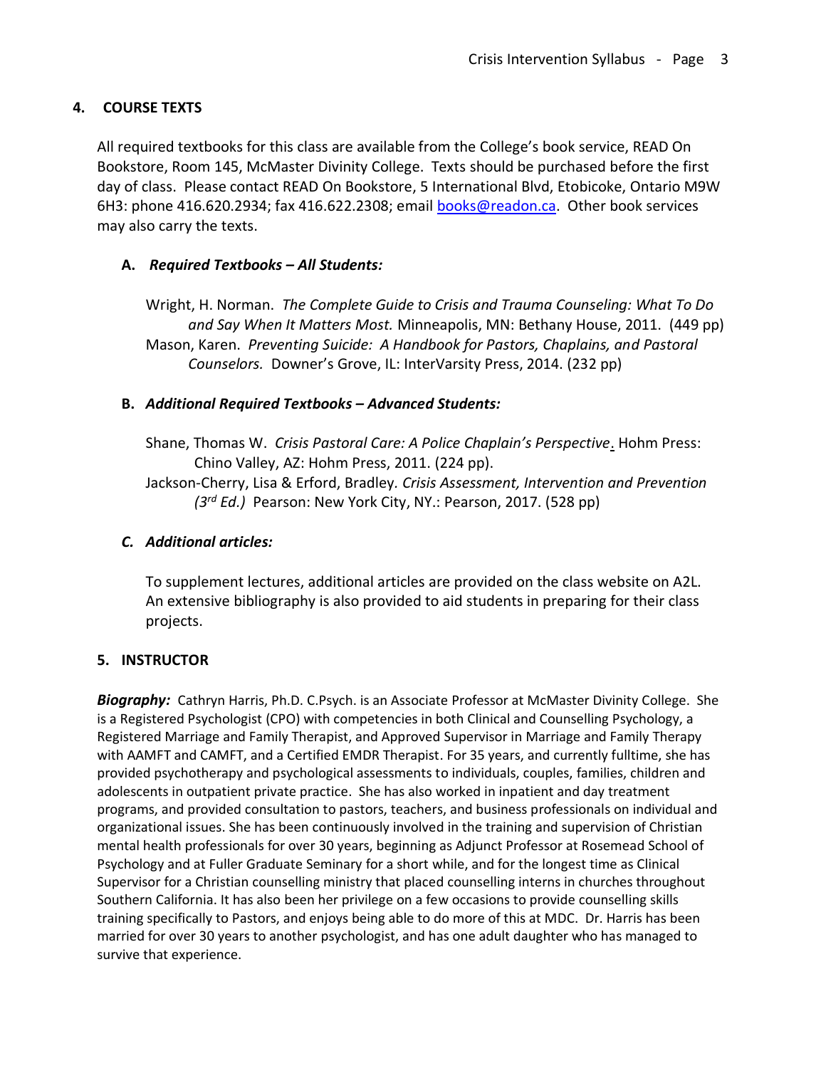## 4. COURSE TEXTS

All required textbooks for this class are available from the College's book service, READ On Bookstore, Room 145, McMaster Divinity College. Texts should be purchased before the first day of class. Please contact READ On Bookstore, 5 International Blvd, Etobicoke, Ontario M9W 6H3: phone 416.620.2934; fax 416.622.2308; email books@readon.ca. Other book services may also carry the texts.

### A. *Required Textbooks – All Students:*

Wright, H. Norman. *The Complete Guide to Crisis and Trauma Counseling: What To Do and Say When It Matters Most.* Minneapolis, MN: Bethany House, 2011. (449 pp)

Mason, Karen. *Preventing Suicide: A Handbook for Pastors, Chaplains, and Pastoral Counselors.* Downer's Grove, IL: InterVarsity Press, 2014. (232 pp)

### B. *Additional Required Textbooks – Advanced Students:*

Shane, Thomas W. *Crisis Pastoral Care: A Police Chaplain's Perspective*. Hohm Press: Chino Valley, AZ: Hohm Press, 2011. (224 pp).

Jackson-Cherry, Lisa & Erford, Bradley. *Crisis Assessment, Intervention and Prevention (3rd Ed.)* Pearson: New York City, NY.: Pearson, 2017. (528 pp)

### *C. Additional articles:*

To supplement lectures, additional articles are provided on the class website on A2L. An extensive bibliography is also provided to aid students in preparing for their class projects.

## 5. INSTRUCTOR

***Biography:*** Cathryn Harris, Ph.D. C.Psych. is an Associate Professor at McMaster Divinity College. She is a Registered Psychologist (CPO) with competencies in both Clinical and Counselling Psychology, a Registered Marriage and Family Therapist, and Approved Supervisor in Marriage and Family Therapy with AAMFT and CAMFT, and a Certified EMDR Therapist. For 35 years, and currently fulltime, she has provided psychotherapy and psychological assessments to individuals, couples, families, children and adolescents in outpatient private practice. She has also worked in inpatient and day treatment programs, and provided consultation to pastors, teachers, and business professionals on individual and organizational issues. She has been continuously involved in the training and supervision of Christian mental health professionals for over 30 years, beginning as Adjunct Professor at Rosemead School of Psychology and at Fuller Graduate Seminary for a short while, and for the longest time as Clinical Supervisor for a Christian counselling ministry that placed counselling interns in churches throughout Southern California. It has also been her privilege on a few occasions to provide counselling skills training specifically to Pastors, and enjoys being able to do more of this at MDC. Dr. Harris has been married for over 30 years to another psychologist, and has one adult daughter who has managed to survive that experience.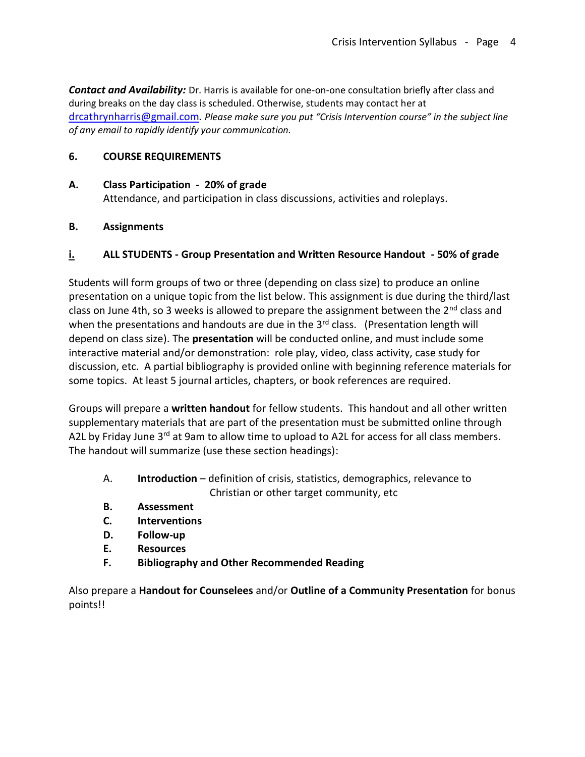***Contact and Availability:*** Dr. Harris is available for one-on-one consultation briefly after class and during breaks on the day class is scheduled. Otherwise, students may contact her at drcathrynharris@gmail.com. *Please make sure you put "Crisis Intervention course" in the subject line of any email to rapidly identify your communication.*

## 6. COURSE REQUIREMENTS

### A. Class Participation - 20% of grade

Attendance, and participation in class discussions, activities and roleplays.

### B. Assignments

### i. ALL STUDENTS - Group Presentation and Written Resource Handout - 50% of grade

Students will form groups of two or three (depending on class size) to produce an online presentation on a unique topic from the list below. This assignment is due during the third/last class on June 4th, so 3 weeks is allowed to prepare the assignment between the 2nd class and when the presentations and handouts are due in the 3rd class. (Presentation length will depend on class size). The **presentation** will be conducted online, and must include some interactive material and/or demonstration: role play, video, class activity, case study for discussion, etc. A partial bibliography is provided online with beginning reference materials for some topics. At least 5 journal articles, chapters, or book references are required.

Groups will prepare a **written handout** for fellow students. This handout and all other written supplementary materials that are part of the presentation must be submitted online through A2L by Friday June 3rd at 9am to allow time to upload to A2L for access for all class members. The handout will summarize (use these section headings):

A. **Introduction** – definition of crisis, statistics, demographics, relevance to Christian or other target community, etc

**B. Assessment**

**C. Interventions**

**D. Follow-up**

**E. Resources**

**F. Bibliography and Other Recommended Reading**

Also prepare a **Handout for Counselees** and/or **Outline of a Community Presentation** for bonus points!!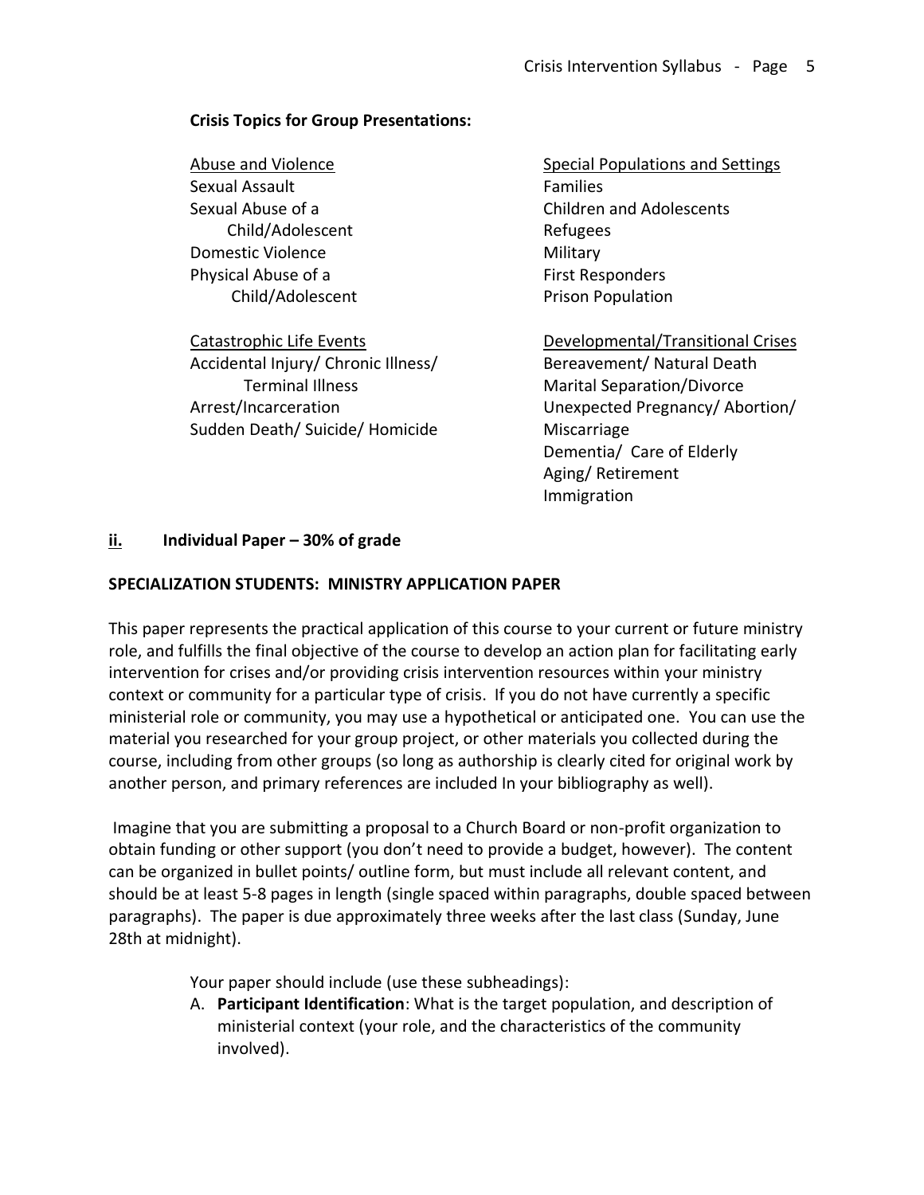**Crisis Topics for Group Presentations:**

Abuse and Violence
- Sexual Assault
- Sexual Abuse of a Child/Adolescent
- Domestic Violence
- Physical Abuse of a Child/Adolescent

Catastrophic Life Events
- Accidental Injury/ Chronic Illness/ Terminal Illness
- Arrest/Incarceration
- Sudden Death/ Suicide/ Homicide

Special Populations and Settings
- Families
- Children and Adolescents
- Refugees
- Military
- First Responders
- Prison Population

Developmental/Transitional Crises
- Bereavement/ Natural Death
- Marital Separation/Divorce
- Unexpected Pregnancy/ Abortion/ Miscarriage
- Dementia/ Care of Elderly
- Aging/ Retirement
- Immigration

### ii. Individual Paper – 30% of grade

**SPECIALIZATION STUDENTS: MINISTRY APPLICATION PAPER**

This paper represents the practical application of this course to your current or future ministry role, and fulfills the final objective of the course to develop an action plan for facilitating early intervention for crises and/or providing crisis intervention resources within your ministry context or community for a particular type of crisis. If you do not have currently a specific ministerial role or community, you may use a hypothetical or anticipated one. You can use the material you researched for your group project, or other materials you collected during the course, including from other groups (so long as authorship is clearly cited for original work by another person, and primary references are included In your bibliography as well).

Imagine that you are submitting a proposal to a Church Board or non-profit organization to obtain funding or other support (you don't need to provide a budget, however). The content can be organized in bullet points/ outline form, but must include all relevant content, and should be at least 5-8 pages in length (single spaced within paragraphs, double spaced between paragraphs). The paper is due approximately three weeks after the last class (Sunday, June 28th at midnight).

Your paper should include (use these subheadings):

A. **Participant Identification**: What is the target population, and description of ministerial context (your role, and the characteristics of the community involved).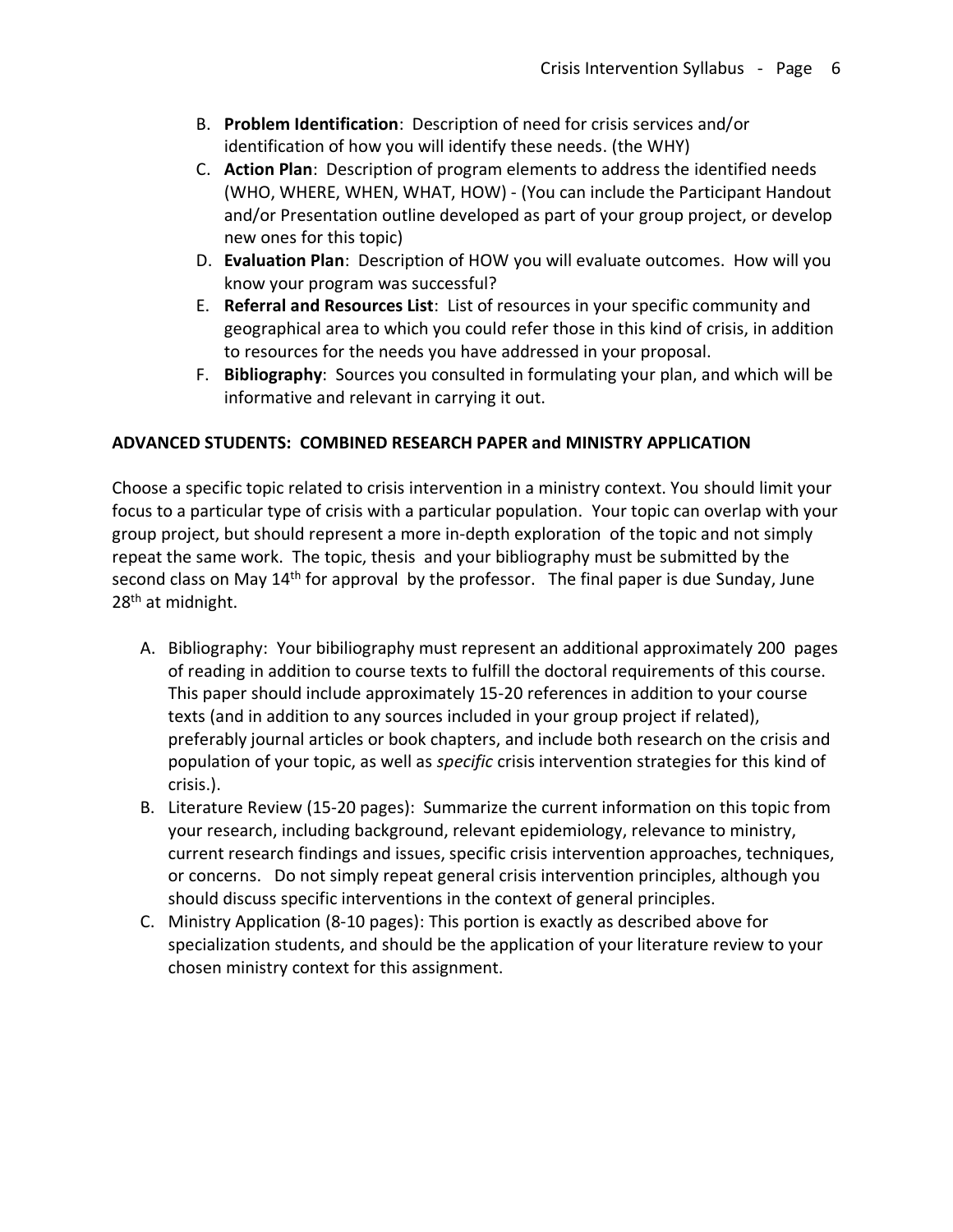B. **Problem Identification**: Description of need for crisis services and/or identification of how you will identify these needs. (the WHY)

C. **Action Plan**: Description of program elements to address the identified needs (WHO, WHERE, WHEN, WHAT, HOW) - (You can include the Participant Handout and/or Presentation outline developed as part of your group project, or develop new ones for this topic)

D. **Evaluation Plan**: Description of HOW you will evaluate outcomes. How will you know your program was successful?

E. **Referral and Resources List**: List of resources in your specific community and geographical area to which you could refer those in this kind of crisis, in addition to resources for the needs you have addressed in your proposal.

F. **Bibliography**: Sources you consulted in formulating your plan, and which will be informative and relevant in carrying it out.

**ADVANCED STUDENTS: COMBINED RESEARCH PAPER and MINISTRY APPLICATION**

Choose a specific topic related to crisis intervention in a ministry context. You should limit your focus to a particular type of crisis with a particular population. Your topic can overlap with your group project, but should represent a more in-depth exploration of the topic and not simply repeat the same work. The topic, thesis and your bibliography must be submitted by the second class on May 14th for approval by the professor. The final paper is due Sunday, June 28th at midnight.

A. Bibliography: Your bibiliography must represent an additional approximately 200 pages of reading in addition to course texts to fulfill the doctoral requirements of this course. This paper should include approximately 15-20 references in addition to your course texts (and in addition to any sources included in your group project if related), preferably journal articles or book chapters, and include both research on the crisis and population of your topic, as well as *specific* crisis intervention strategies for this kind of crisis.).

B. Literature Review (15-20 pages): Summarize the current information on this topic from your research, including background, relevant epidemiology, relevance to ministry, current research findings and issues, specific crisis intervention approaches, techniques, or concerns. Do not simply repeat general crisis intervention principles, although you should discuss specific interventions in the context of general principles.

C. Ministry Application (8-10 pages): This portion is exactly as described above for specialization students, and should be the application of your literature review to your chosen ministry context for this assignment.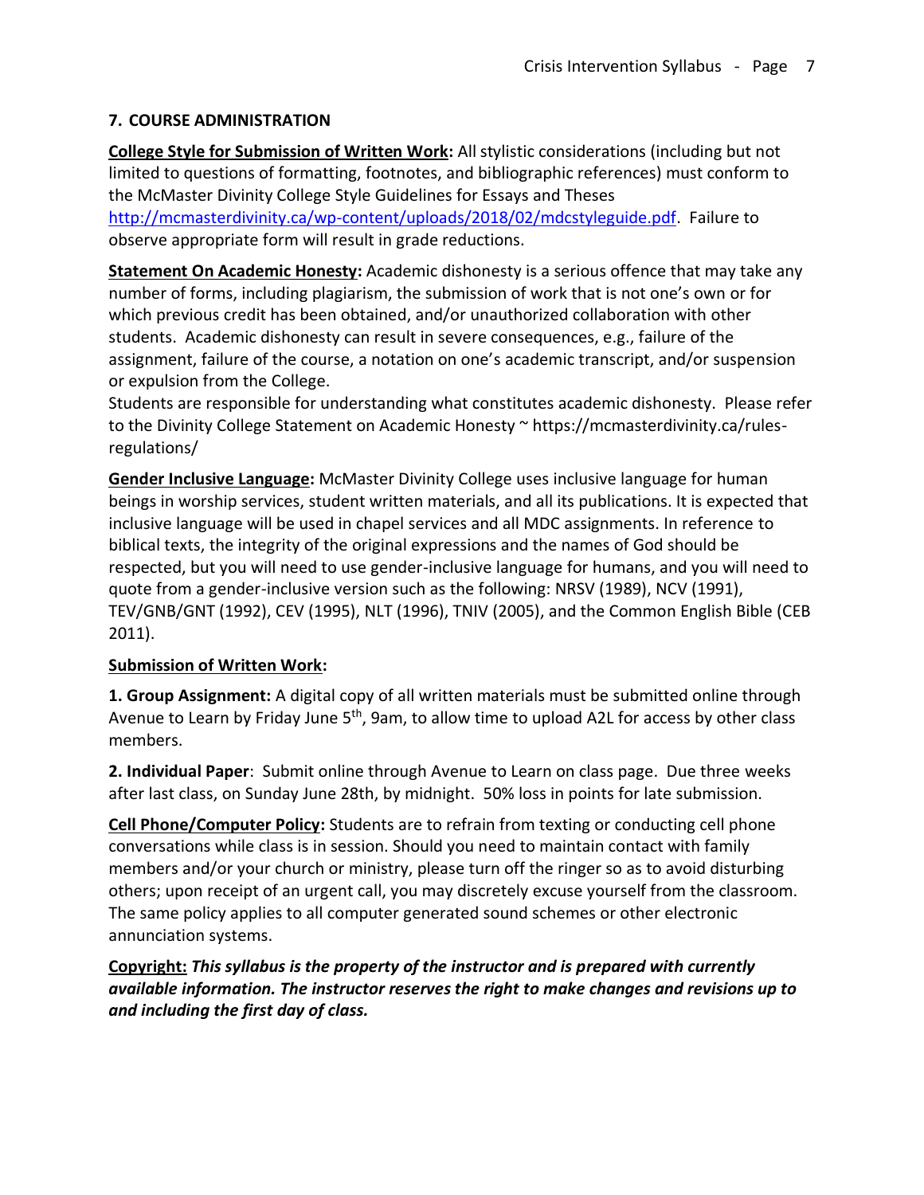## 7. COURSE ADMINISTRATION

**College Style for Submission of Written Work:** All stylistic considerations (including but not limited to questions of formatting, footnotes, and bibliographic references) must conform to the McMaster Divinity College Style Guidelines for Essays and Theses http://mcmasterdivinity.ca/wp-content/uploads/2018/02/mdcstyleguide.pdf. Failure to observe appropriate form will result in grade reductions.

**Statement On Academic Honesty:** Academic dishonesty is a serious offence that may take any number of forms, including plagiarism, the submission of work that is not one's own or for which previous credit has been obtained, and/or unauthorized collaboration with other students. Academic dishonesty can result in severe consequences, e.g., failure of the assignment, failure of the course, a notation on one's academic transcript, and/or suspension or expulsion from the College.

Students are responsible for understanding what constitutes academic dishonesty. Please refer to the Divinity College Statement on Academic Honesty ~ https://mcmasterdivinity.ca/rules-regulations/

**Gender Inclusive Language:** McMaster Divinity College uses inclusive language for human beings in worship services, student written materials, and all its publications. It is expected that inclusive language will be used in chapel services and all MDC assignments. In reference to biblical texts, the integrity of the original expressions and the names of God should be respected, but you will need to use gender-inclusive language for humans, and you will need to quote from a gender-inclusive version such as the following: NRSV (1989), NCV (1991), TEV/GNB/GNT (1992), CEV (1995), NLT (1996), TNIV (2005), and the Common English Bible (CEB 2011).

**Submission of Written Work:**

**1. Group Assignment:** A digital copy of all written materials must be submitted online through Avenue to Learn by Friday June 5th, 9am, to allow time to upload A2L for access by other class members.

**2. Individual Paper**: Submit online through Avenue to Learn on class page. Due three weeks after last class, on Sunday June 28th, by midnight. 50% loss in points for late submission.

**Cell Phone/Computer Policy:** Students are to refrain from texting or conducting cell phone conversations while class is in session. Should you need to maintain contact with family members and/or your church or ministry, please turn off the ringer so as to avoid disturbing others; upon receipt of an urgent call, you may discretely excuse yourself from the classroom. The same policy applies to all computer generated sound schemes or other electronic annunciation systems.

**Copyright:** ***This syllabus is the property of the instructor and is prepared with currently available information. The instructor reserves the right to make changes and revisions up to and including the first day of class.***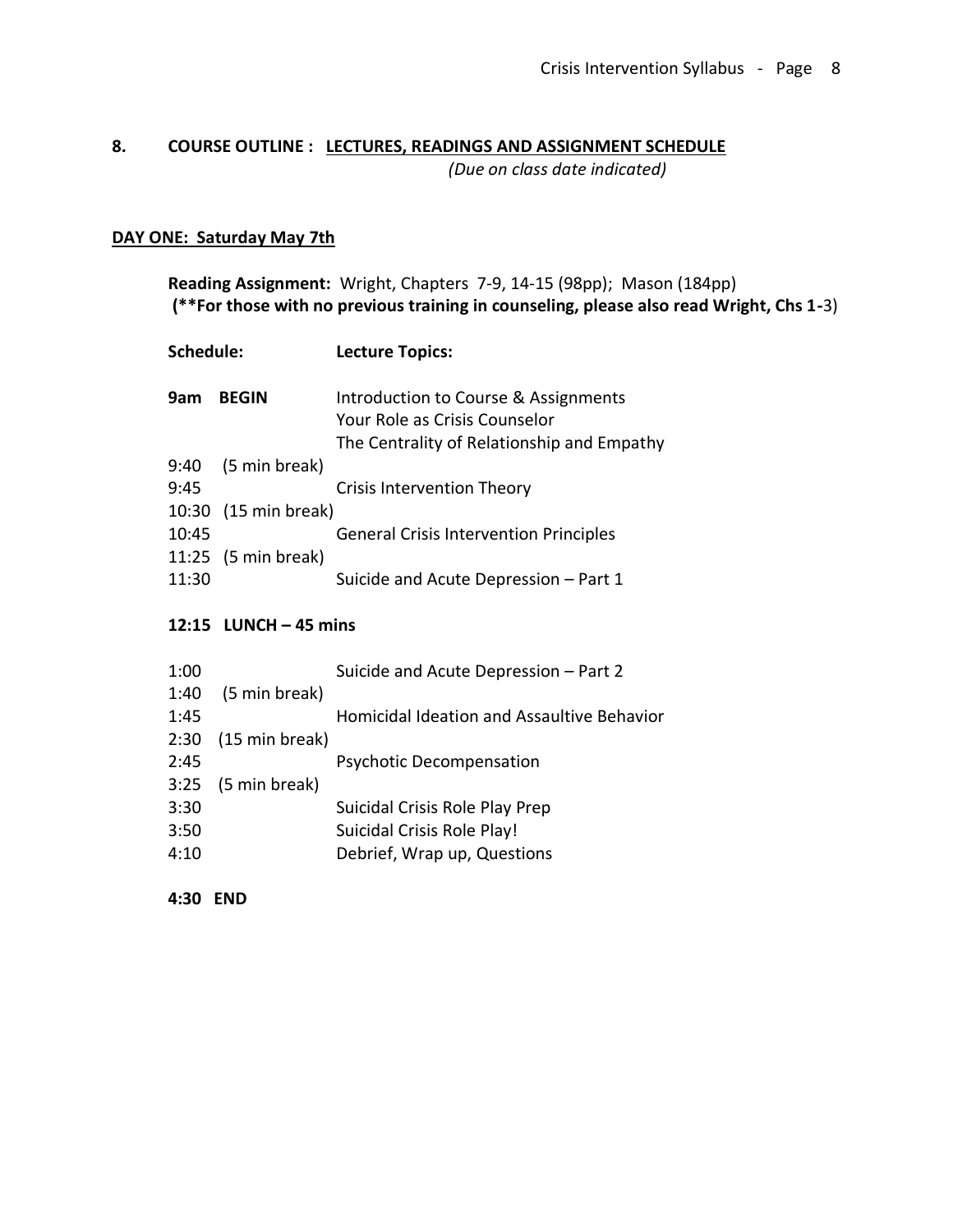## 8. COURSE OUTLINE : <u>LECTURES, READINGS AND ASSIGNMENT SCHEDULE</u>

*(Due on class date indicated)*

### <u>DAY ONE: Saturday May 7th</u>

**Reading Assignment:** Wright, Chapters 7-9, 14-15 (98pp); Mason (184pp)
**(\*\*For those with no previous training in counseling, please also read Wright, Chs 1-**3)

| Schedule: | | Lecture Topics: |
|---|---|---|
| **9am** | **BEGIN** | Introduction to Course & Assignments<br>Your Role as Crisis Counselor<br>The Centrality of Relationship and Empathy |
| 9:40 | (5 min break) | |
| 9:45 | | Crisis Intervention Theory |
| 10:30 | (15 min break) | |
| 10:45 | | General Crisis Intervention Principles |
| 11:25 | (5 min break) | |
| 11:30 | | Suicide and Acute Depression – Part 1 |
| **12:15** | **LUNCH – 45 mins** | |
| 1:00 | | Suicide and Acute Depression – Part 2 |
| 1:40 | (5 min break) | |
| 1:45 | | Homicidal Ideation and Assaultive Behavior |
| 2:30 | (15 min break) | |
| 2:45 | | Psychotic Decompensation |
| 3:25 | (5 min break) | |
| 3:30 | | Suicidal Crisis Role Play Prep |
| 3:50 | | Suicidal Crisis Role Play! |
| 4:10 | | Debrief, Wrap up, Questions |
| **4:30** | **END** | |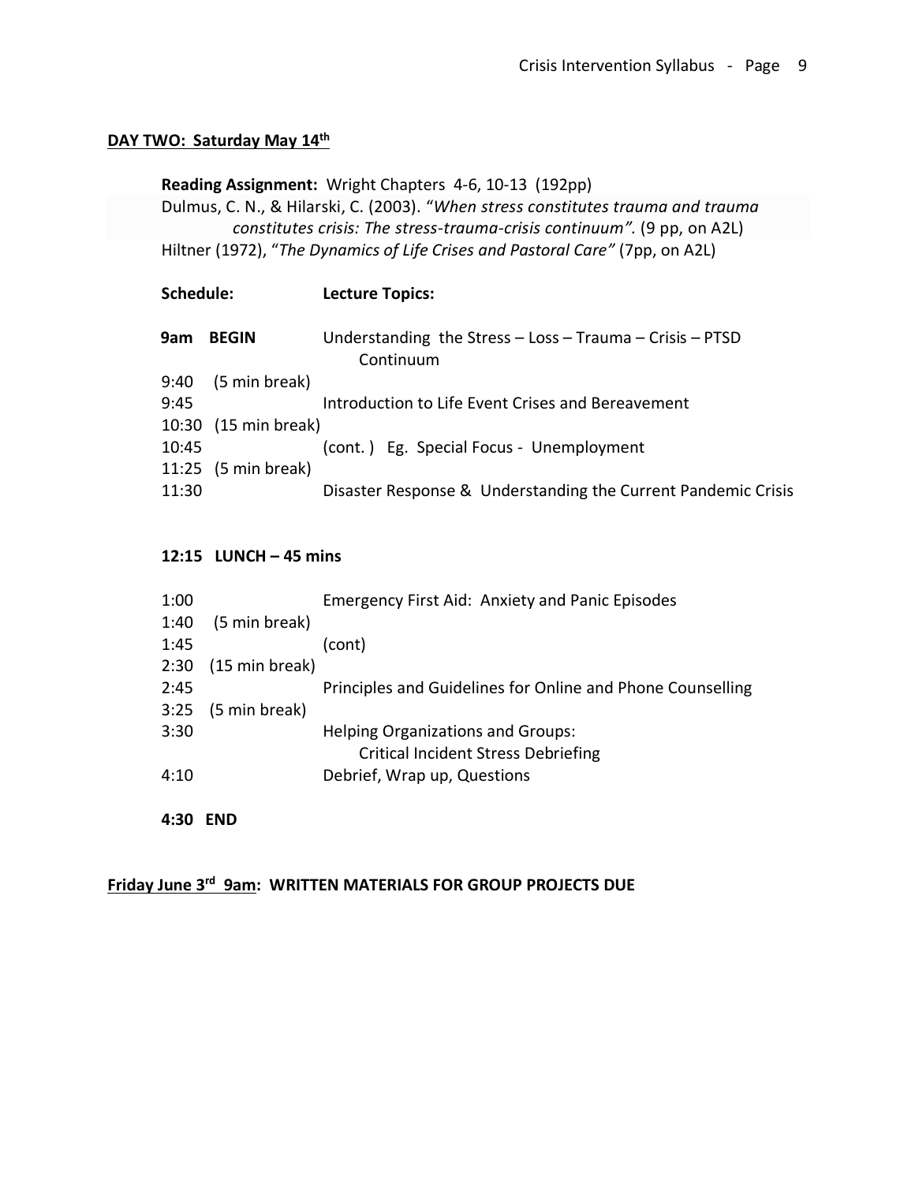**DAY TWO: Saturday May 14th**

**Reading Assignment:** Wright Chapters 4-6, 10-13 (192pp)
Dulmus, C. N., & Hilarski, C. (2003). "*When stress constitutes trauma and trauma constitutes crisis: The stress-trauma-crisis continuum".* (9 pp, on A2L)
Hiltner (1972), "*The Dynamics of Life Crises and Pastoral Care"* (7pp, on A2L)

| **Schedule:** | | **Lecture Topics:** |
|---|---|---|
| **9am** | **BEGIN** | Understanding the Stress – Loss – Trauma – Crisis – PTSD Continuum |
| 9:40 | (5 min break) | |
| 9:45 | | Introduction to Life Event Crises and Bereavement |
| 10:30 | (15 min break) | |
| 10:45 | | (cont. ) Eg. Special Focus - Unemployment |
| 11:25 | (5 min break) | |
| 11:30 | | Disaster Response & Understanding the Current Pandemic Crisis |

**12:15 LUNCH – 45 mins**

| | | |
|---|---|---|
| 1:00 | | Emergency First Aid: Anxiety and Panic Episodes |
| 1:40 | (5 min break) | |
| 1:45 | | (cont) |
| 2:30 | (15 min break) | |
| 2:45 | | Principles and Guidelines for Online and Phone Counselling |
| 3:25 | (5 min break) | |
| 3:30 | | Helping Organizations and Groups: Critical Incident Stress Debriefing |
| 4:10 | | Debrief, Wrap up, Questions |

**4:30 END**

**Friday June 3rd 9am: WRITTEN MATERIALS FOR GROUP PROJECTS DUE**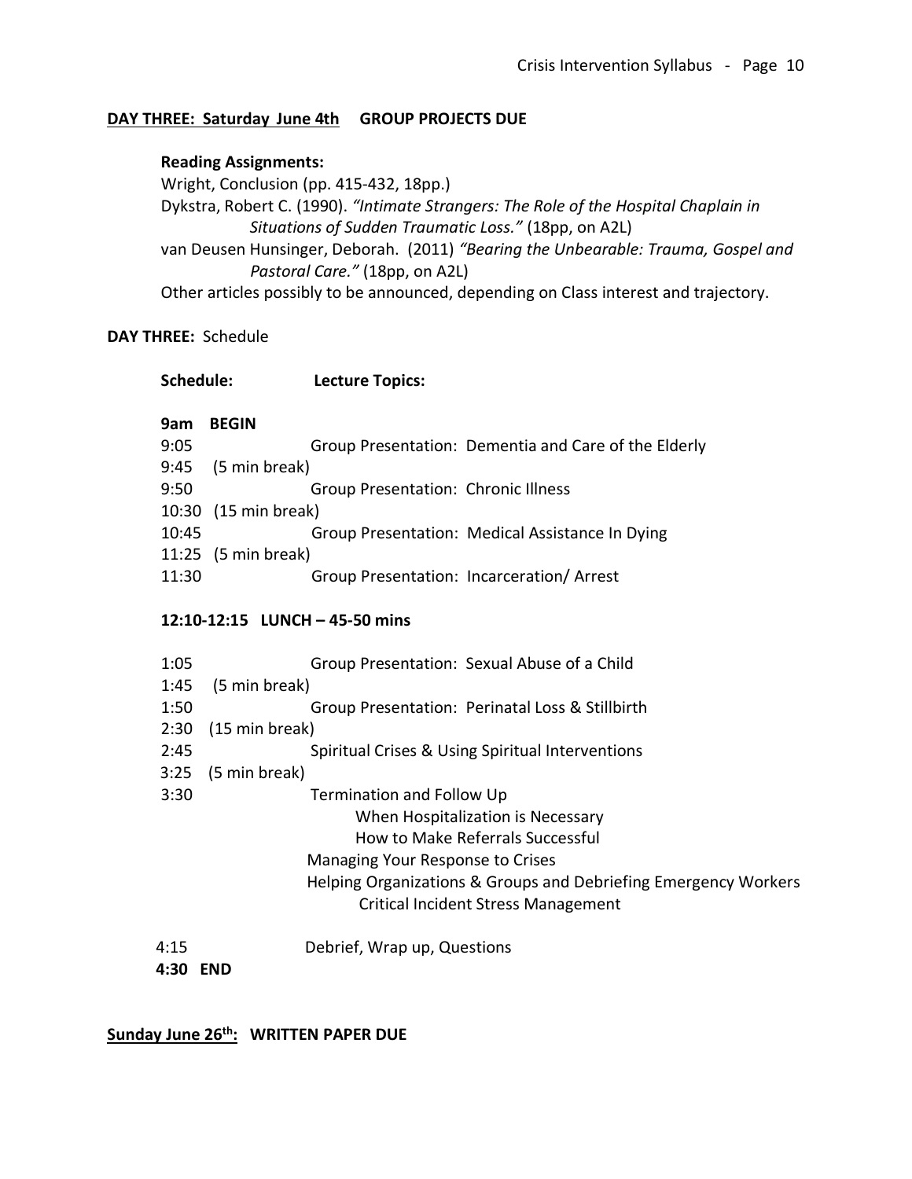**DAY THREE: Saturday June 4th** **GROUP PROJECTS DUE**

**Reading Assignments:**

Wright, Conclusion (pp. 415-432, 18pp.)

Dykstra, Robert C. (1990). *"Intimate Strangers: The Role of the Hospital Chaplain in Situations of Sudden Traumatic Loss."* (18pp, on A2L)

van Deusen Hunsinger, Deborah. (2011) *"Bearing the Unbearable: Trauma, Gospel and Pastoral Care."* (18pp, on A2L)

Other articles possibly to be announced, depending on Class interest and trajectory.

**DAY THREE:** Schedule

**Schedule:** **Lecture Topics:**

**9am BEGIN**

9:05 Group Presentation: Dementia and Care of the Elderly

9:45 (5 min break)

9:50 Group Presentation: Chronic Illness

10:30 (15 min break)

10:45 Group Presentation: Medical Assistance In Dying

11:25 (5 min break)

11:30 Group Presentation: Incarceration/ Arrest

**12:10-12:15 LUNCH – 45-50 mins**

1:05 Group Presentation: Sexual Abuse of a Child

1:45 (5 min break)

1:50 Group Presentation: Perinatal Loss & Stillbirth

2:30 (15 min break)

2:45 Spiritual Crises & Using Spiritual Interventions

3:25 (5 min break)

3:30 Termination and Follow Up
- When Hospitalization is Necessary
- How to Make Referrals Successful

Managing Your Response to Crises

Helping Organizations & Groups and Debriefing Emergency Workers
- Critical Incident Stress Management

4:15 Debrief, Wrap up, Questions

**4:30 END**

**Sunday June 26th: WRITTEN PAPER DUE**